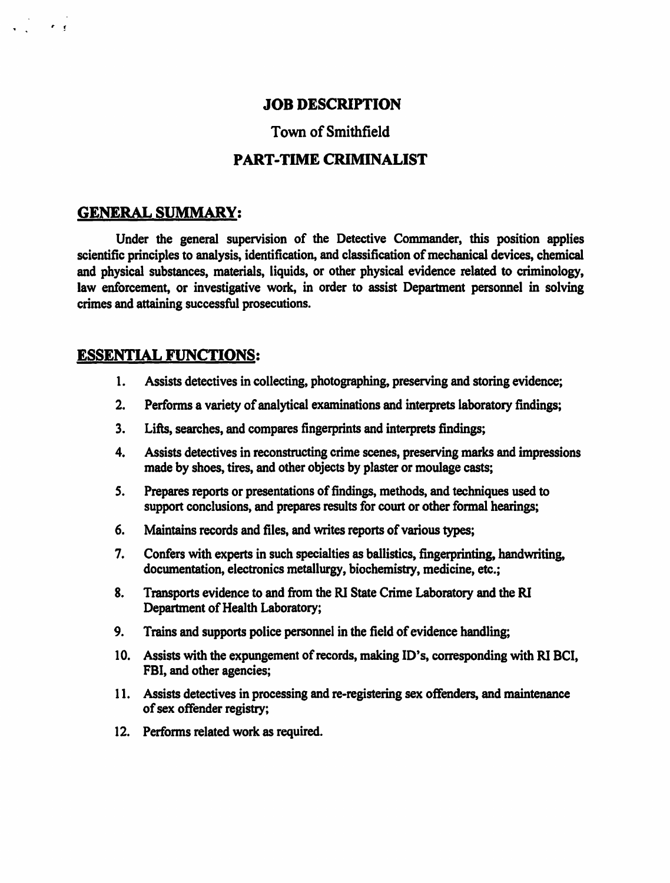# JOB DESCRIPTION

## Town of Smithfield

## PART-TIME CRIMINALIST

### GENERAL SUMMARY:

Under the general supervision of the Detective Commander, this position applies scientific principles to analysis, identification, and classification of mechanical devices, chemical and physical substances, materials, liquids, or other physical evidence related to criminology, law enforcement, or investigative work, in order to assist Department personnel in solving crimes and attaining successful prosecutions.

### ESSENTIAL FUNCTIONS:

1. Assists detectives in collecting, photographing, preserving and storing evidence;
2. Performs a variety of analytical examinations and interprets laboratory findings;
3. Lifts, searches, and compares fingerprints and interprets findings;
4. Assists detectives in reconstructing crime scenes, preserving marks and impressions made by shoes, tires, and other objects by plaster or moulage casts;
5. Prepares reports or presentations of findings, methods, and techniques used to support conclusions, and prepares results for court or other formal hearings;
6. Maintains records and files, and writes reports of various types;
7. Confers with experts in such specialties as ballistics, fingerprinting, handwriting, documentation, electronics metallurgy, biochemistry, medicine, etc.;
8. Transports evidence to and from the RI State Crime Laboratory and the RI Department of Health Laboratory;
9. Trains and supports police personnel in the field of evidence handling;
10. Assists with the expungement of records, making ID's, corresponding with RI BCI, FBI, and other agencies;
11. Assists detectives in processing and re-registering sex offenders, and maintenance of sex offender registry;
12. Performs related work as required.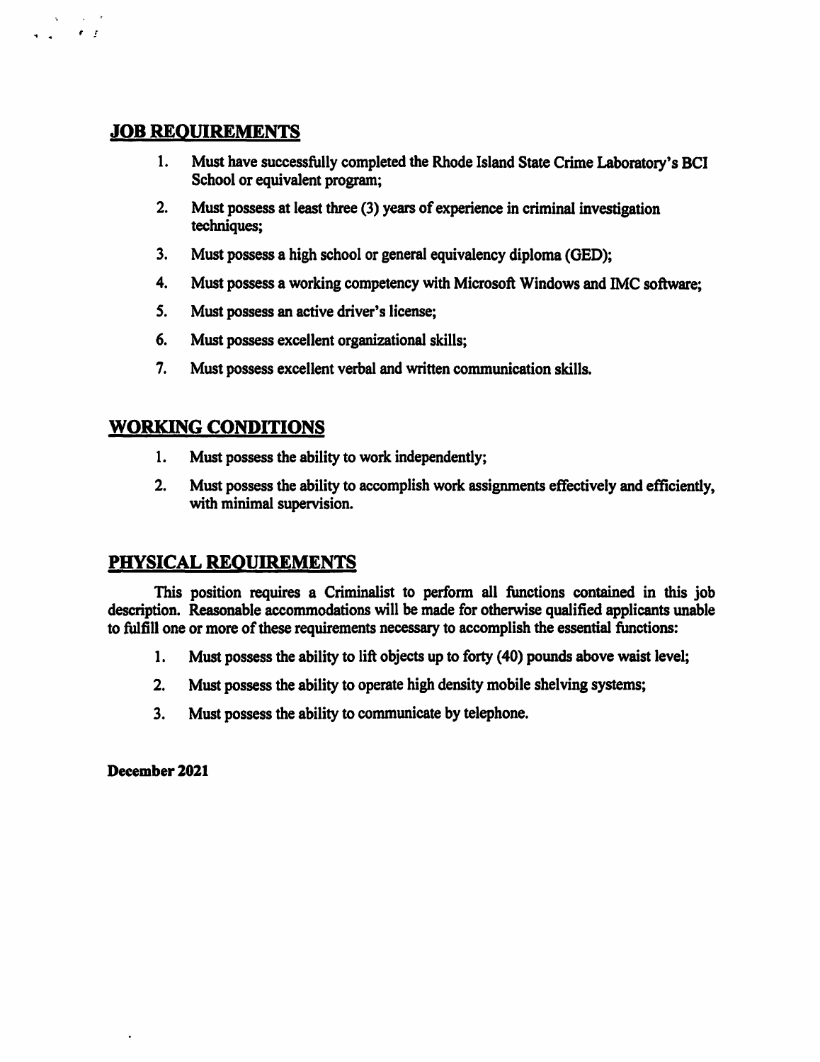## JOB REQUIREMENTS

1. Must have successfully completed the Rhode Island State Crime Laboratory's BCI School or equivalent program;
2. Must possess at least three (3) years of experience in criminal investigation techniques;
3. Must possess a high school or general equivalency diploma (GED);
4. Must possess a working competency with Microsoft Windows and IMC software;
5. Must possess an active driver's license;
6. Must possess excellent organizational skills;
7. Must possess excellent verbal and written communication skills.

## WORKING CONDITIONS

1. Must possess the ability to work independently;
2. Must possess the ability to accomplish work assignments effectively and efficiently, with minimal supervision.

## PHYSICAL REQUIREMENTS

This position requires a Criminalist to perform all functions contained in this job description. Reasonable accommodations will be made for otherwise qualified applicants unable to fulfill one or more of these requirements necessary to accomplish the essential functions:

1. Must possess the ability to lift objects up to forty (40) pounds above waist level;
2. Must possess the ability to operate high density mobile shelving systems;
3. Must possess the ability to communicate by telephone.

**December 2021**